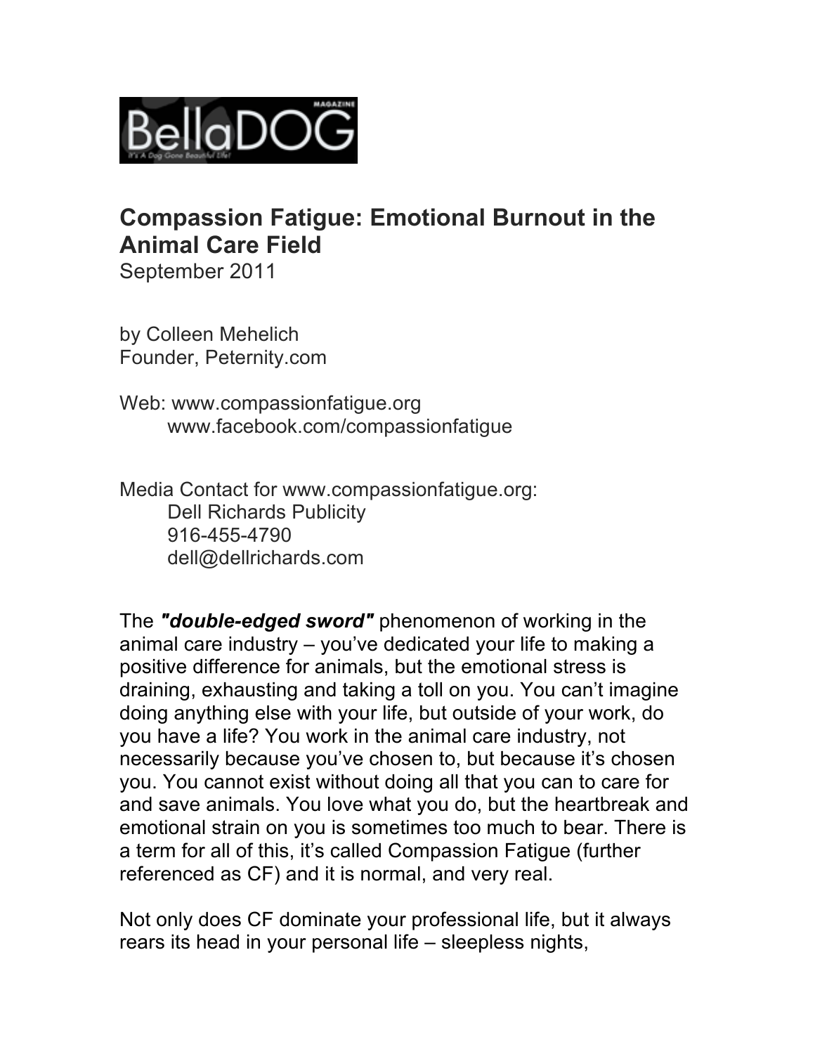BellaDOG MAGAZINE
It's A Dog Gone Beautiful Life!

# Compassion Fatigue: Emotional Burnout in the Animal Care Field

September 2011

by Colleen Mehelich
Founder, Peternity.com

Web: www.compassionfatigue.org
www.facebook.com/compassionfatigue

Media Contact for www.compassionfatigue.org:
Dell Richards Publicity
916-455-4790
dell@dellrichards.com

The ***"double-edged sword"*** phenomenon of working in the animal care industry – you've dedicated your life to making a positive difference for animals, but the emotional stress is draining, exhausting and taking a toll on you. You can't imagine doing anything else with your life, but outside of your work, do you have a life? You work in the animal care industry, not necessarily because you've chosen to, but because it's chosen you. You cannot exist without doing all that you can to care for and save animals. You love what you do, but the heartbreak and emotional strain on you is sometimes too much to bear. There is a term for all of this, it's called Compassion Fatigue (further referenced as CF) and it is normal, and very real.

Not only does CF dominate your professional life, but it always rears its head in your personal life – sleepless nights,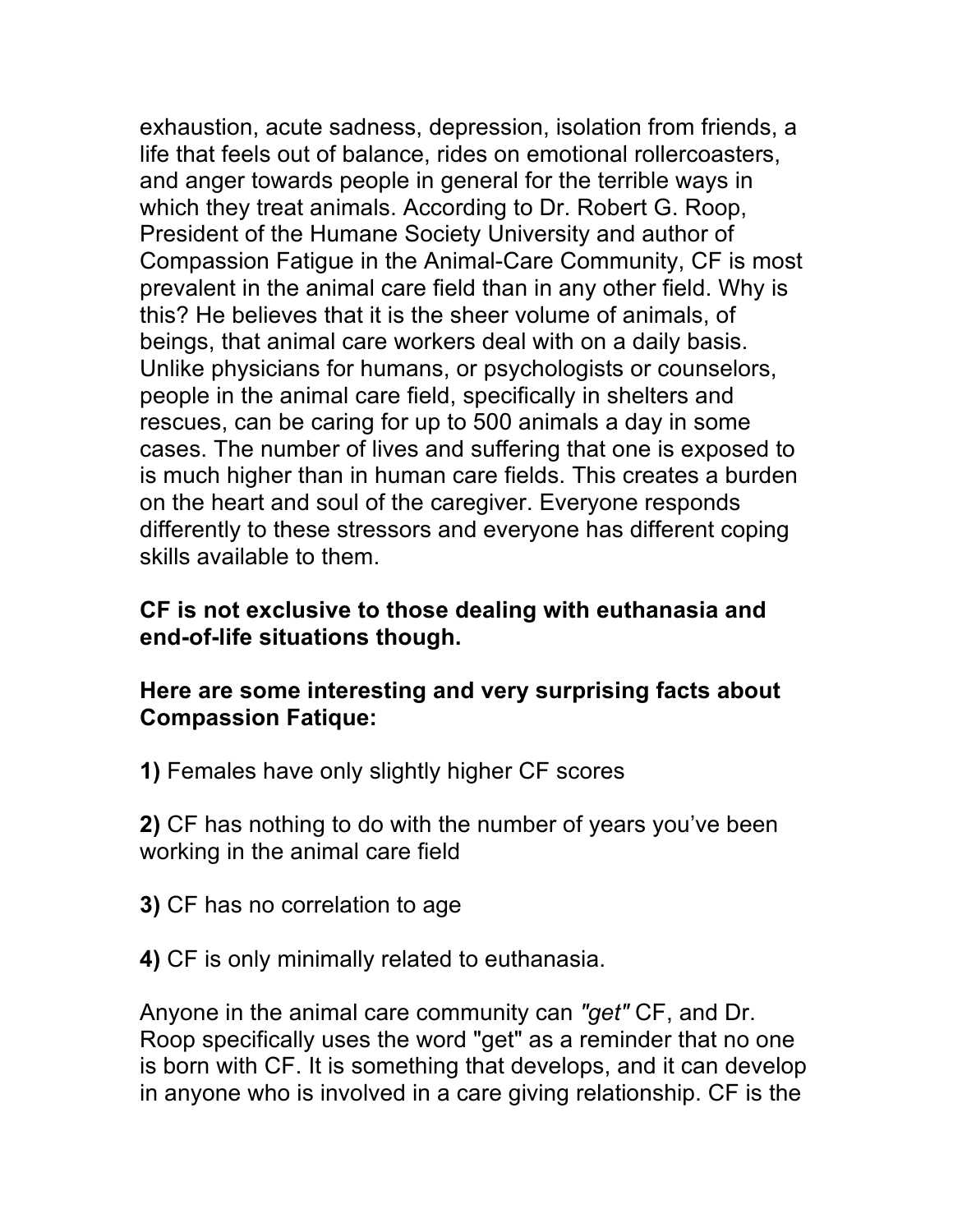exhaustion, acute sadness, depression, isolation from friends, a life that feels out of balance, rides on emotional rollercoasters, and anger towards people in general for the terrible ways in which they treat animals. According to Dr. Robert G. Roop, President of the Humane Society University and author of Compassion Fatigue in the Animal-Care Community, CF is most prevalent in the animal care field than in any other field. Why is this? He believes that it is the sheer volume of animals, of beings, that animal care workers deal with on a daily basis. Unlike physicians for humans, or psychologists or counselors, people in the animal care field, specifically in shelters and rescues, can be caring for up to 500 animals a day in some cases. The number of lives and suffering that one is exposed to is much higher than in human care fields. This creates a burden on the heart and soul of the caregiver. Everyone responds differently to these stressors and everyone has different coping skills available to them.

**CF is not exclusive to those dealing with euthanasia and end-of-life situations though.**

**Here are some interesting and very surprising facts about Compassion Fatique:**

**1)** Females have only slightly higher CF scores

**2)** CF has nothing to do with the number of years you've been working in the animal care field

**3)** CF has no correlation to age

**4)** CF is only minimally related to euthanasia.

Anyone in the animal care community can *"get"* CF, and Dr. Roop specifically uses the word "get" as a reminder that no one is born with CF. It is something that develops, and it can develop in anyone who is involved in a care giving relationship. CF is the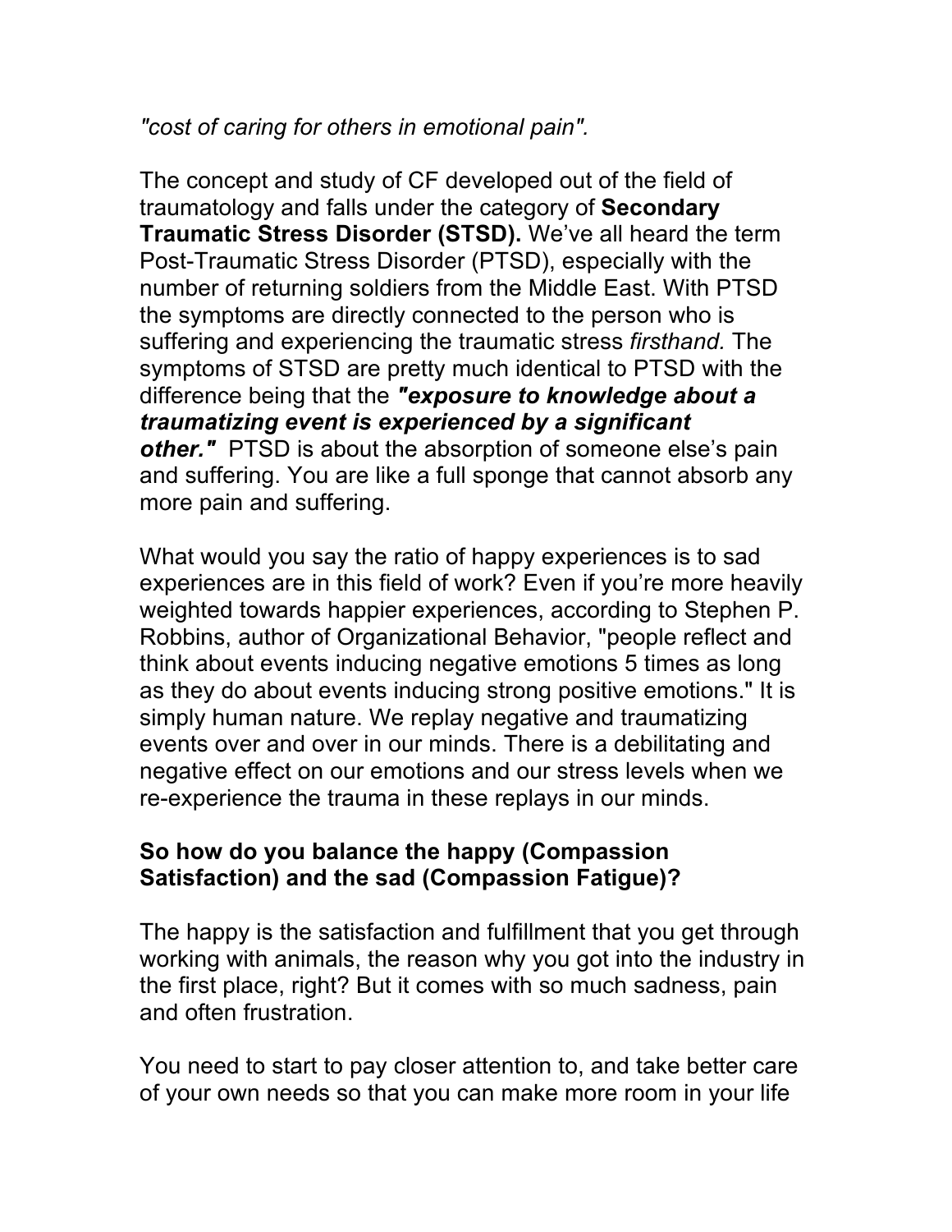*"cost of caring for others in emotional pain".*

The concept and study of CF developed out of the field of traumatology and falls under the category of **Secondary Traumatic Stress Disorder (STSD).** We've all heard the term Post-Traumatic Stress Disorder (PTSD), especially with the number of returning soldiers from the Middle East. With PTSD the symptoms are directly connected to the person who is suffering and experiencing the traumatic stress *firsthand.* The symptoms of STSD are pretty much identical to PTSD with the difference being that the ***"exposure to knowledge about a traumatizing event is experienced by a significant other."*** PTSD is about the absorption of someone else's pain and suffering. You are like a full sponge that cannot absorb any more pain and suffering.

What would you say the ratio of happy experiences is to sad experiences are in this field of work? Even if you're more heavily weighted towards happier experiences, according to Stephen P. Robbins, author of Organizational Behavior, "people reflect and think about events inducing negative emotions 5 times as long as they do about events inducing strong positive emotions." It is simply human nature. We replay negative and traumatizing events over and over in our minds. There is a debilitating and negative effect on our emotions and our stress levels when we re-experience the trauma in these replays in our minds.

**So how do you balance the happy (Compassion Satisfaction) and the sad (Compassion Fatigue)?**

The happy is the satisfaction and fulfillment that you get through working with animals, the reason why you got into the industry in the first place, right? But it comes with so much sadness, pain and often frustration.

You need to start to pay closer attention to, and take better care of your own needs so that you can make more room in your life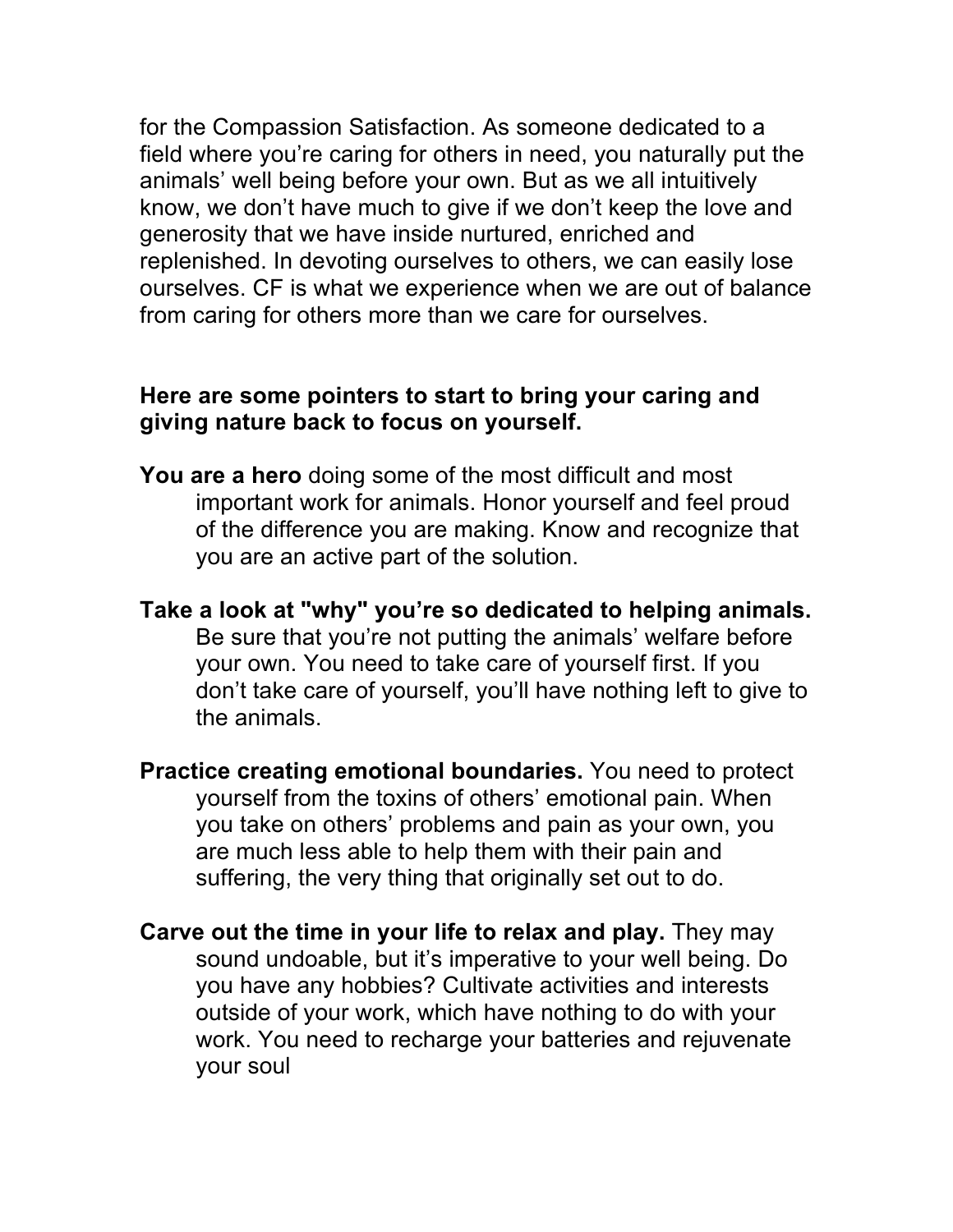for the Compassion Satisfaction. As someone dedicated to a field where you're caring for others in need, you naturally put the animals' well being before your own. But as we all intuitively know, we don't have much to give if we don't keep the love and generosity that we have inside nurtured, enriched and replenished. In devoting ourselves to others, we can easily lose ourselves. CF is what we experience when we are out of balance from caring for others more than we care for ourselves.

**Here are some pointers to start to bring your caring and giving nature back to focus on yourself.**

**You are a hero** doing some of the most difficult and most important work for animals. Honor yourself and feel proud of the difference you are making. Know and recognize that you are an active part of the solution.

**Take a look at "why" you're so dedicated to helping animals.** Be sure that you're not putting the animals' welfare before your own. You need to take care of yourself first. If you don't take care of yourself, you'll have nothing left to give to the animals.

**Practice creating emotional boundaries.** You need to protect yourself from the toxins of others' emotional pain. When you take on others' problems and pain as your own, you are much less able to help them with their pain and suffering, the very thing that originally set out to do.

**Carve out the time in your life to relax and play.** They may sound undoable, but it's imperative to your well being. Do you have any hobbies? Cultivate activities and interests outside of your work, which have nothing to do with your work. You need to recharge your batteries and rejuvenate your soul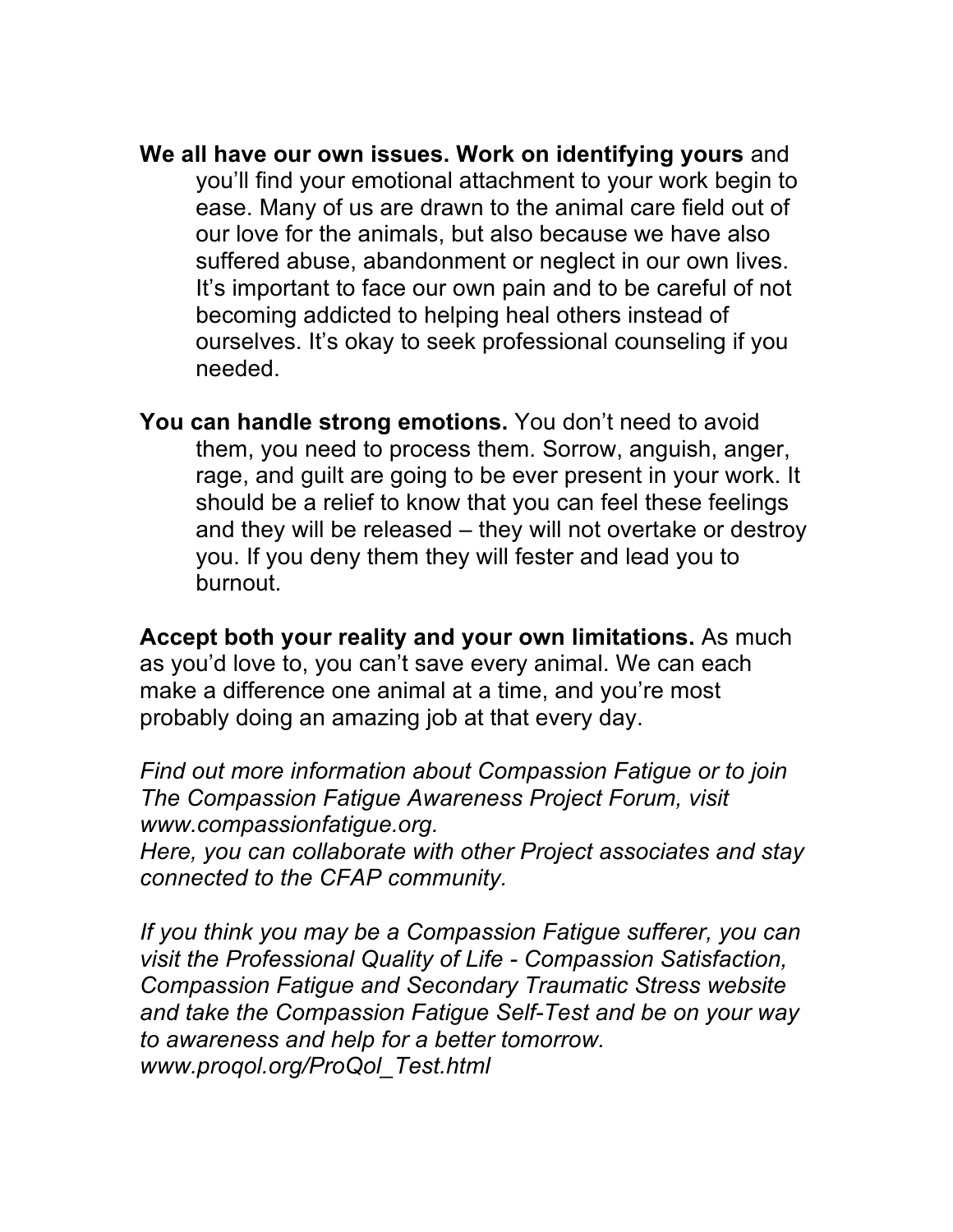**We all have our own issues. Work on identifying yours** and you'll find your emotional attachment to your work begin to ease. Many of us are drawn to the animal care field out of our love for the animals, but also because we have also suffered abuse, abandonment or neglect in our own lives. It's important to face our own pain and to be careful of not becoming addicted to helping heal others instead of ourselves. It's okay to seek professional counseling if you needed.

**You can handle strong emotions.** You don't need to avoid them, you need to process them. Sorrow, anguish, anger, rage, and guilt are going to be ever present in your work. It should be a relief to know that you can feel these feelings and they will be released – they will not overtake or destroy you. If you deny them they will fester and lead you to burnout.

**Accept both your reality and your own limitations.** As much as you'd love to, you can't save every animal. We can each make a difference one animal at a time, and you're most probably doing an amazing job at that every day.

*Find out more information about Compassion Fatigue or to join The Compassion Fatigue Awareness Project Forum, visit www.compassionfatigue.org.*
*Here, you can collaborate with other Project associates and stay connected to the CFAP community.*

*If you think you may be a Compassion Fatigue sufferer, you can visit the Professional Quality of Life - Compassion Satisfaction, Compassion Fatigue and Secondary Traumatic Stress website and take the Compassion Fatigue Self-Test and be on your way to awareness and help for a better tomorrow.*
*www.proqol.org/ProQol_Test.html*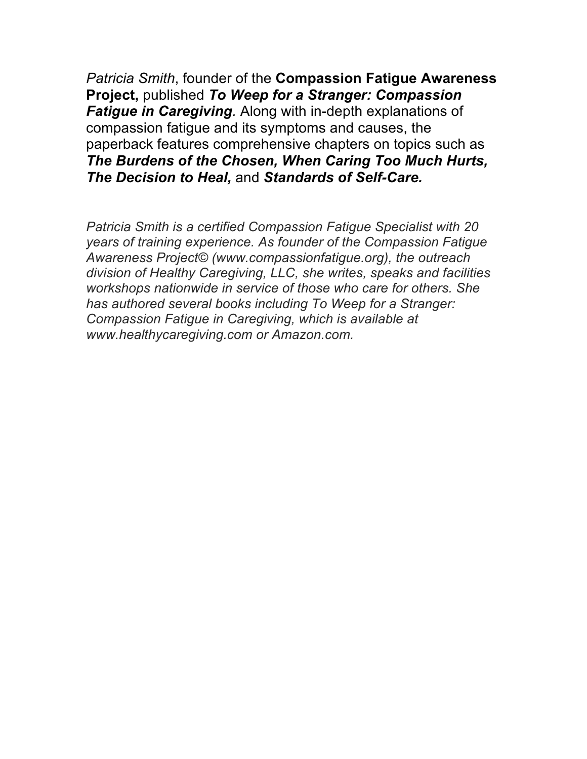*Patricia Smith*, founder of the **Compassion Fatigue Awareness Project,** published ***To Weep for a Stranger: Compassion Fatigue in Caregiving***. Along with in-depth explanations of compassion fatigue and its symptoms and causes, the paperback features comprehensive chapters on topics such as ***The Burdens of the Chosen, When Caring Too Much Hurts, The Decision to Heal,*** and ***Standards of Self-Care.***

*Patricia Smith is a certified Compassion Fatigue Specialist with 20 years of training experience. As founder of the Compassion Fatigue Awareness Project© (www.compassionfatigue.org), the outreach division of Healthy Caregiving, LLC, she writes, speaks and facilities workshops nationwide in service of those who care for others. She has authored several books including To Weep for a Stranger: Compassion Fatigue in Caregiving, which is available at www.healthycaregiving.com or Amazon.com.*